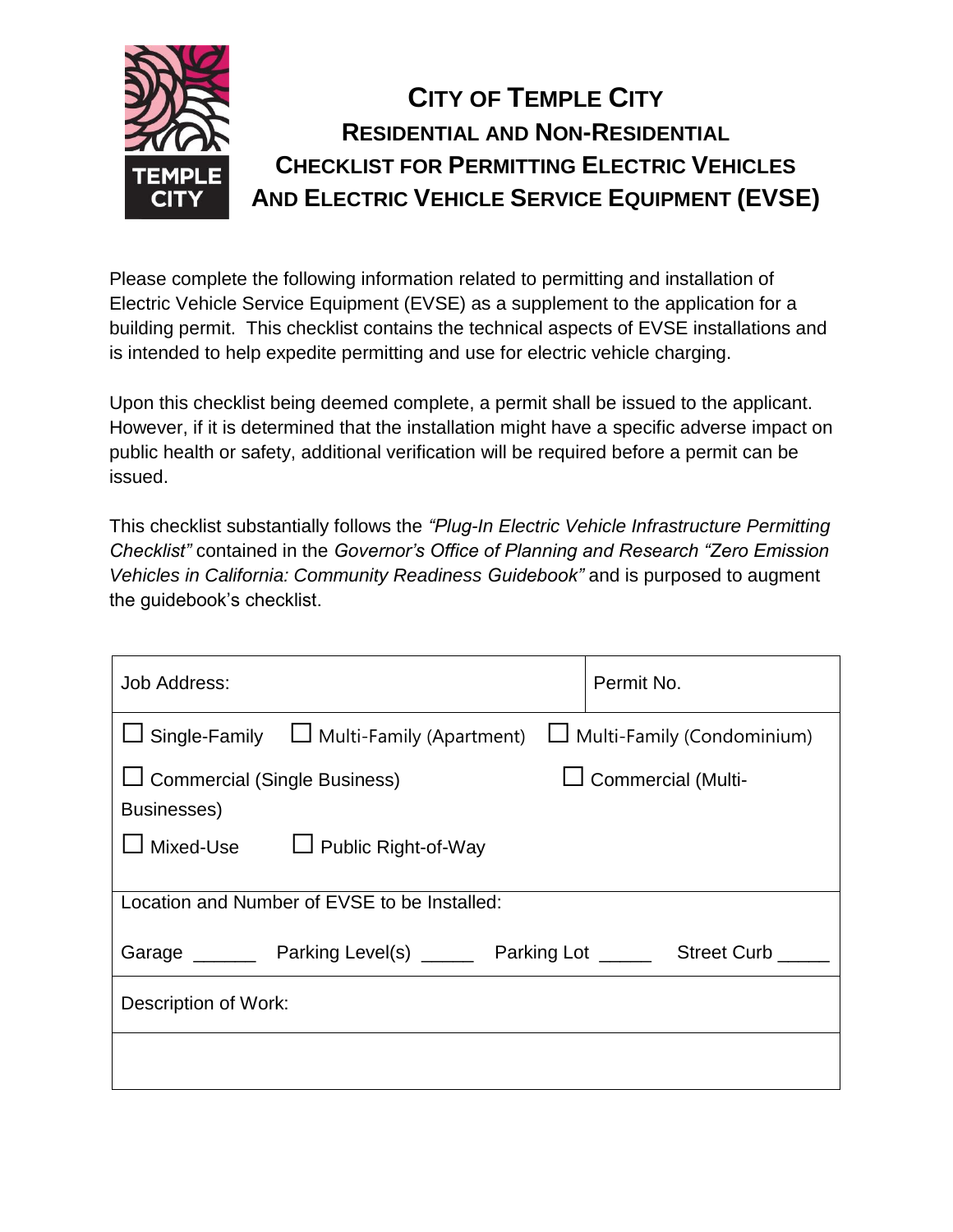# City of Temple City
## Residential and Non-Residential Checklist for Permitting Electric Vehicles and Electric Vehicle Service Equipment (EVSE)

Please complete the following information related to permitting and installation of Electric Vehicle Service Equipment (EVSE) as a supplement to the application for a building permit. This checklist contains the technical aspects of EVSE installations and is intended to help expedite permitting and use for electric vehicle charging.

Upon this checklist being deemed complete, a permit shall be issued to the applicant. However, if it is determined that the installation might have a specific adverse impact on public health or safety, additional verification will be required before a permit can be issued.

This checklist substantially follows the *"Plug-In Electric Vehicle Infrastructure Permitting Checklist"* contained in the *Governor's Office of Planning and Research "Zero Emission Vehicles in California: Community Readiness Guidebook"* and is purposed to augment the guidebook's checklist.

| Job Address: | Permit No. |
|---|---|
| ☐ Single-Family ☐ Multi-Family (Apartment) ☐ Multi-Family (Condominium)<br>☐ Commercial (Single Business) ☐ Commercial (Multi-Businesses)<br>☐ Mixed-Use ☐ Public Right-of-Way | |
| Location and Number of EVSE to be Installed:<br>Garage ______ Parking Level(s) _____ Parking Lot _____ Street Curb _____ | |
| Description of Work: | |
| | |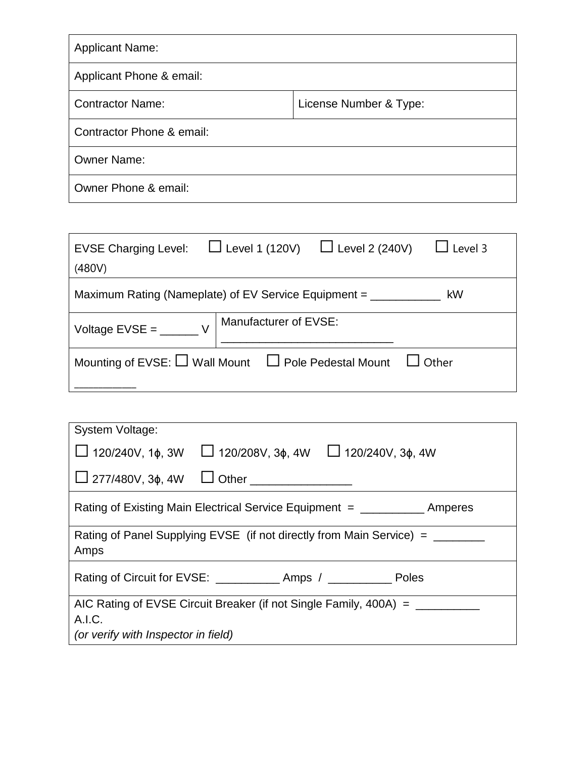| Applicant Name: | |
|---|---|
| Applicant Phone & email: | |
| Contractor Name: | License Number & Type: |
| Contractor Phone & email: | |
| Owner Name: | |
| Owner Phone & email: | |

| EVSE Charging Level: ☐ Level 1 (120V) ☐ Level 2 (240V) ☐ Level 3 (480V) | |
|---|---|
| Maximum Rating (Nameplate) of EV Service Equipment = ___________ kW | |
| Voltage EVSE = ______ V | Manufacturer of EVSE: ___________________________ |
| Mounting of EVSE: ☐ Wall Mount ☐ Pole Pedestal Mount ☐ Other _________ | |

| System Voltage: ☐ 120/240V, 1ϕ, 3W ☐ 120/208V, 3ϕ, 4W ☐ 120/240V, 3ϕ, 4W ☐ 277/480V, 3ϕ, 4W ☐ Other ________________ |
|---|
| Rating of Existing Main Electrical Service Equipment = __________ Amperes |
| Rating of Panel Supplying EVSE (if not directly from Main Service) = ________ Amps |
| Rating of Circuit for EVSE: __________ Amps / __________ Poles |
| AIC Rating of EVSE Circuit Breaker (if not Single Family, 400A) = __________ A.I.C. *(or verify with Inspector in field)* |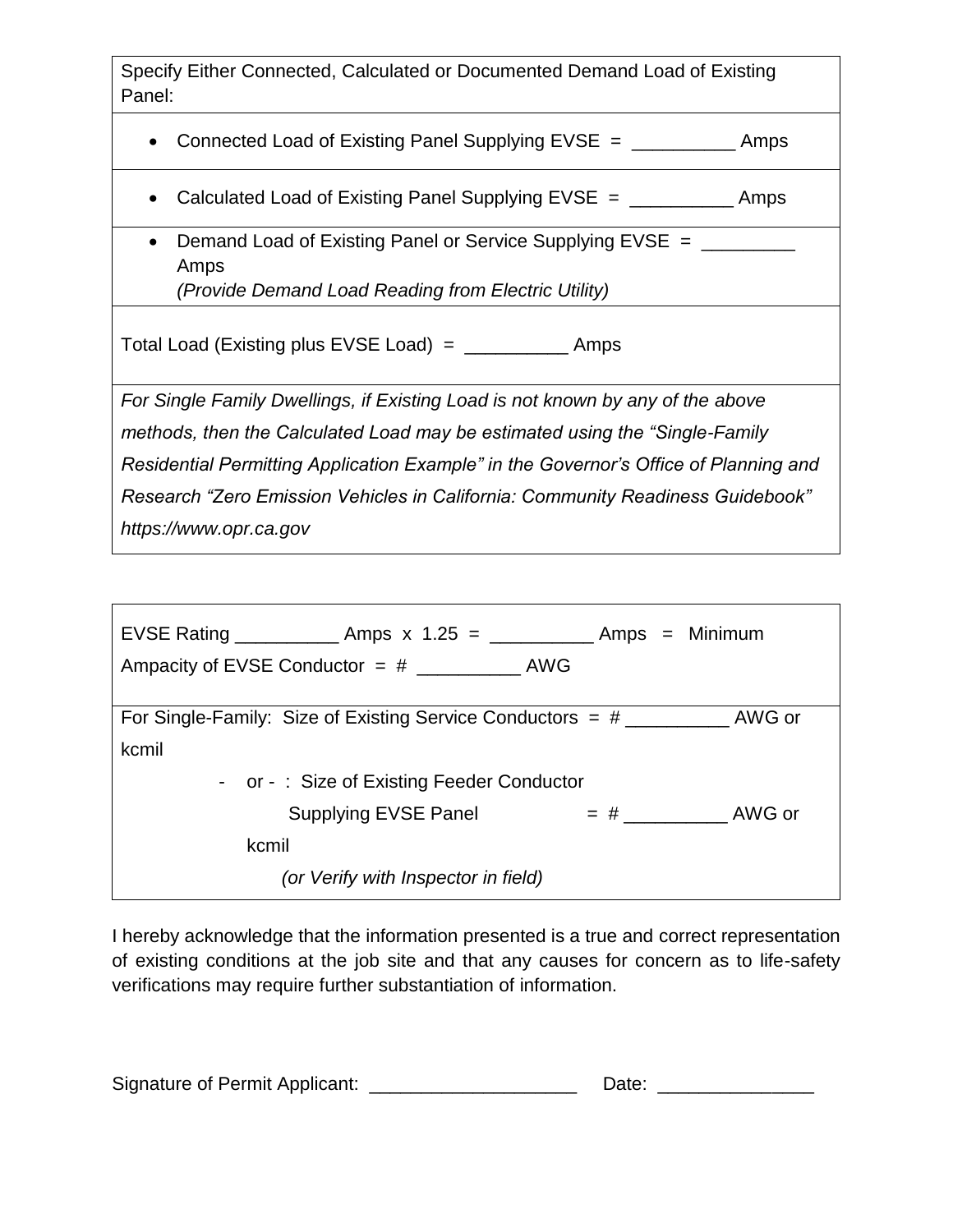Specify Either Connected, Calculated or Documented Demand Load of Existing Panel:

- Connected Load of Existing Panel Supplying EVSE = __________ Amps

- Calculated Load of Existing Panel Supplying EVSE = __________ Amps

- Demand Load of Existing Panel or Service Supplying EVSE = _________ Amps
  *(Provide Demand Load Reading from Electric Utility)*

Total Load (Existing plus EVSE Load) = __________ Amps

*For Single Family Dwellings, if Existing Load is not known by any of the above methods, then the Calculated Load may be estimated using the “Single-Family Residential Permitting Application Example” in the Governor’s Office of Planning and Research “Zero Emission Vehicles in California: Community Readiness Guidebook” https://www.opr.ca.gov*

---

EVSE Rating __________ Amps x 1.25 = __________ Amps = Minimum Ampacity of EVSE Conductor = # __________ AWG

For Single-Family: Size of Existing Service Conductors = # __________ AWG or kcmil

- or - : Size of Existing Feeder Conductor Supplying EVSE Panel = # __________ AWG or kcmil

*(or Verify with Inspector in field)*

I hereby acknowledge that the information presented is a true and correct representation of existing conditions at the job site and that any causes for concern as to life-safety verifications may require further substantiation of information.

Signature of Permit Applicant: ____________________ Date: _______________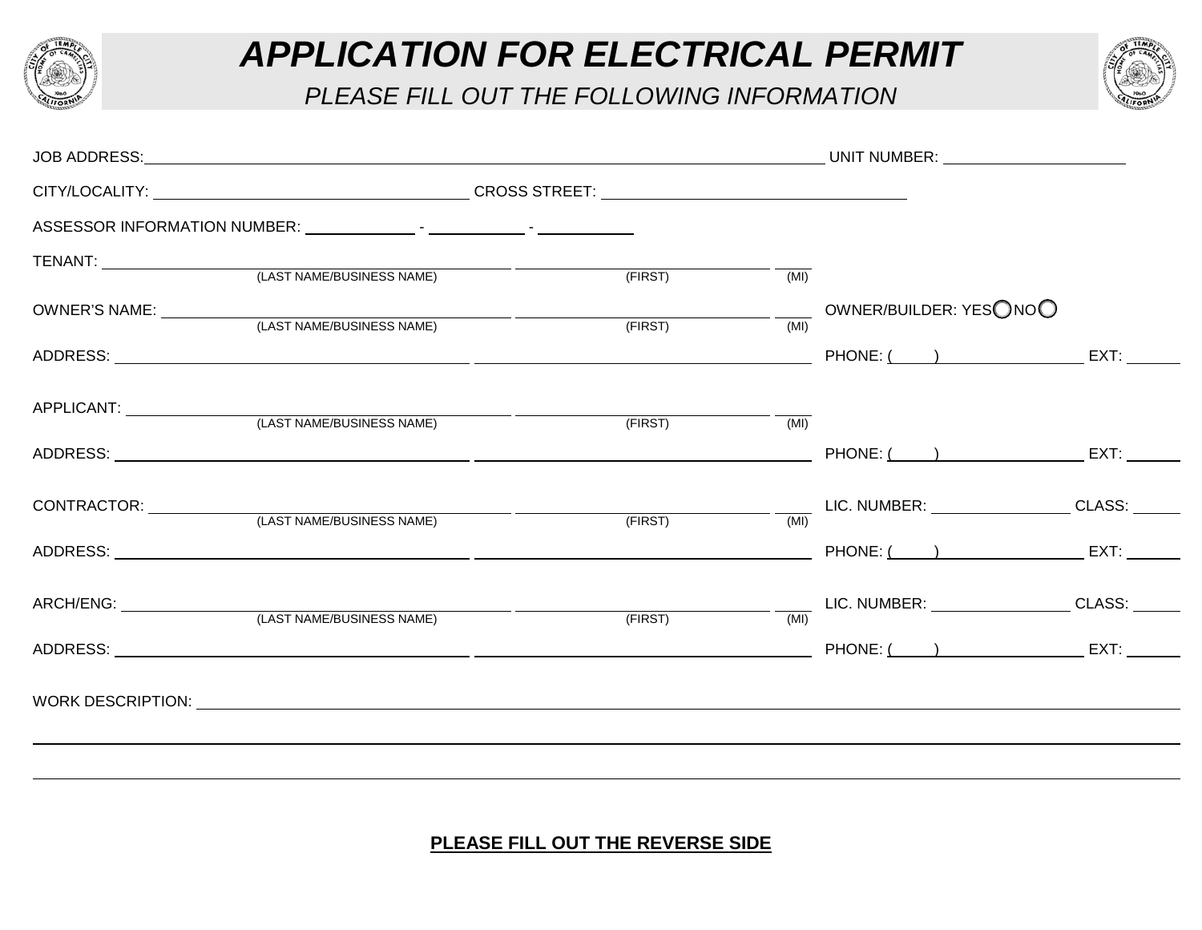# *APPLICATION FOR ELECTRICAL PERMIT*

*PLEASE FILL OUT THE FOLLOWING INFORMATION*

JOB ADDRESS: ______________________________ UNIT NUMBER: ______________

CITY/LOCALITY: ______________________ CROSS STREET: ______________________

ASSESSOR INFORMATION NUMBER: ________ - ________ - ________

TENANT: ______________________ ______________________ ____
(LAST NAME/BUSINESS NAME) (FIRST) (MI)

OWNER'S NAME: ______________________ ______________________ ____ OWNER/BUILDER: YES ◯ NO ◯
(LAST NAME/BUSINESS NAME) (FIRST) (MI)

ADDRESS: ______________________ ______________________ PHONE: (____) ____________ EXT: ______

APPLICANT: ______________________ ______________________ ____
(LAST NAME/BUSINESS NAME) (FIRST) (MI)

ADDRESS: ______________________ ______________________ PHONE: (____) ____________ EXT: ______

CONTRACTOR: ______________________ ______________________ ____ LIC. NUMBER: ____________ CLASS: ______
(LAST NAME/BUSINESS NAME) (FIRST) (MI)

ADDRESS: ______________________ ______________________ PHONE: (____) ____________ EXT: ______

ARCH/ENG: ______________________ ______________________ ____ LIC. NUMBER: ____________ CLASS: ______
(LAST NAME/BUSINESS NAME) (FIRST) (MI)

ADDRESS: ______________________ ______________________ PHONE: (____) ____________ EXT: ______

WORK DESCRIPTION: ____________________________________________________________

______________________________________________________________________________

______________________________________________________________________________

**PLEASE FILL OUT THE REVERSE SIDE**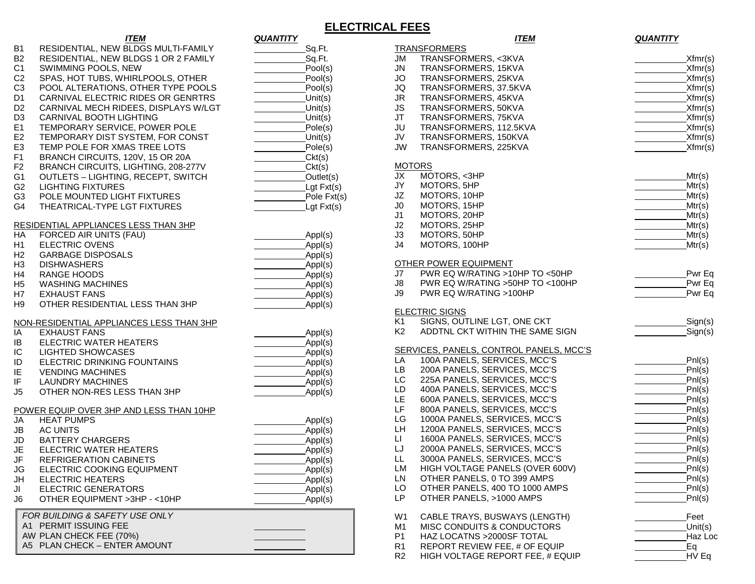# ELECTRICAL FEES

| | *ITEM* | *QUANTITY* |
|---|---|---|
| B1 | RESIDENTIAL, NEW BLDGS MULTI-FAMILY | ______ Sq.Ft. |
| B2 | RESIDENTIAL, NEW BLDGS 1 OR 2 FAMILY | ______ Sq.Ft. |
| C1 | SWIMMING POOLS, NEW | ______ Pool(s) |
| C2 | SPAS, HOT TUBS, WHIRLPOOLS, OTHER | ______ Pool(s) |
| C3 | POOL ALTERATIONS, OTHER TYPE POOLS | ______ Pool(s) |
| D1 | CARNIVAL ELECTRIC RIDES OR GENRTRS | ______ Unit(s) |
| D2 | CARNIVAL MECH RIDEES, DISPLAYS W/LGT | ______ Unit(s) |
| D3 | CARNIVAL BOOTH LIGHTING | ______ Unit(s) |
| E1 | TEMPORARY SERVICE, POWER POLE | ______ Pole(s) |
| E2 | TEMPORARY DIST SYSTEM, FOR CONST | ______ Unit(s) |
| E3 | TEMP POLE FOR XMAS TREE LOTS | ______ Pole(s) |
| F1 | BRANCH CIRCUITS, 120V, 15 OR 20A | ______ Ckt(s) |
| F2 | BRANCH CIRCUITS, LIGHTING, 208-277V | ______ Ckt(s) |
| G1 | OUTLETS – LIGHTING, RECEPT, SWITCH | ______ Outlet(s) |
| G2 | LIGHTING FIXTURES | ______ Lgt Fxt(s) |
| G3 | POLE MOUNTED LIGHT FIXTURES | ______ Pole Fxt(s) |
| G4 | THEATRICAL-TYPE LGT FIXTURES | ______ Lgt Fxt(s) |

RESIDENTIAL APPLIANCES LESS THAN 3HP

| | | |
|---|---|---|
| HA | FORCED AIR UNITS (FAU) | ______ Appl(s) |
| H1 | ELECTRIC OVENS | ______ Appl(s) |
| H2 | GARBAGE DISPOSALS | ______ Appl(s) |
| H3 | DISHWASHERS | ______ Appl(s) |
| H4 | RANGE HOODS | ______ Appl(s) |
| H5 | WASHING MACHINES | ______ Appl(s) |
| H7 | EXHAUST FANS | ______ Appl(s) |
| H9 | OTHER RESIDENTIAL LESS THAN 3HP | ______ Appl(s) |

NON-RESIDENTIAL APPLIANCES LESS THAN 3HP

| | | |
|---|---|---|
| IA | EXHAUST FANS | ______ Appl(s) |
| IB | ELECTRIC WATER HEATERS | ______ Appl(s) |
| IC | LIGHTED SHOWCASES | ______ Appl(s) |
| ID | ELECTRIC DRINKING FOUNTAINS | ______ Appl(s) |
| IE | VENDING MACHINES | ______ Appl(s) |
| IF | LAUNDRY MACHINES | ______ Appl(s) |
| J5 | OTHER NON-RES LESS THAN 3HP | ______ Appl(s) |

POWER EQUIP OVER 3HP AND LESS THAN 10HP

| | | |
|---|---|---|
| JA | HEAT PUMPS | ______ Appl(s) |
| JB | AC UNITS | ______ Appl(s) |
| JD | BATTERY CHARGERS | ______ Appl(s) |
| JE | ELECTRIC WATER HEATERS | ______ Appl(s) |
| JF | REFRIGERATION CABINETS | ______ Appl(s) |
| JG | ELECTRIC COOKING EQUIPMENT | ______ Appl(s) |
| JH | ELECTRIC HEATERS | ______ Appl(s) |
| JI | ELECTRIC GENERATORS | ______ Appl(s) |
| J6 | OTHER EQUIPMENT >3HP - <10HP | ______ Appl(s) |

*FOR BUILDING & SAFETY USE ONLY*

| | | |
|---|---|---|
| A1 | PERMIT ISSUING FEE | ______ |
| AW | PLAN CHECK FEE (70%) | ______ |
| A5 | PLAN CHECK – ENTER AMOUNT | ______ |

| | *ITEM* | *QUANTITY* |
|---|---|---|
| | TRANSFORMERS | |
| JM | TRANSFORMERS, <3KVA | ______ Xfmr(s) |
| JN | TRANSFORMERS, 15KVA | ______ Xfmr(s) |
| JO | TRANSFORMERS, 25KVA | ______ Xfmr(s) |
| JQ | TRANSFORMERS, 37.5KVA | ______ Xfmr(s) |
| JR | TRANSFORMERS, 45KVA | ______ Xfmr(s) |
| JS | TRANSFORMERS, 50KVA | ______ Xfmr(s) |
| JT | TRANSFORMERS, 75KVA | ______ Xfmr(s) |
| JU | TRANSFORMERS, 112.5KVA | ______ Xfmr(s) |
| JV | TRANSFORMERS, 150KVA | ______ Xfmr(s) |
| JW | TRANSFORMERS, 225KVA | ______ Xfmr(s) |

MOTORS

| | | |
|---|---|---|
| JX | MOTORS, <3HP | ______ Mtr(s) |
| JY | MOTORS, 5HP | ______ Mtr(s) |
| JZ | MOTORS, 10HP | ______ Mtr(s) |
| J0 | MOTORS, 15HP | ______ Mtr(s) |
| J1 | MOTORS, 20HP | ______ Mtr(s) |
| J2 | MOTORS, 25HP | ______ Mtr(s) |
| J3 | MOTORS, 50HP | ______ Mtr(s) |
| J4 | MOTORS, 100HP | ______ Mtr(s) |

OTHER POWER EQUIPMENT

| | | |
|---|---|---|
| J7 | PWR EQ W/RATING >10HP TO <50HP | ______ Pwr Eq |
| J8 | PWR EQ W/RATING >50HP TO <100HP | ______ Pwr Eq |
| J9 | PWR EQ W/RATING >100HP | ______ Pwr Eq |

ELECTRIC SIGNS

| | | |
|---|---|---|
| K1 | SIGNS, OUTLINE LGT, ONE CKT | ______ Sign(s) |
| K2 | ADDTNL CKT WITHIN THE SAME SIGN | ______ Sign(s) |

SERVICES, PANELS, CONTROL PANELS, MCC'S

| | | |
|---|---|---|
| LA | 100A PANELS, SERVICES, MCC'S | ______ Pnl(s) |
| LB | 200A PANELS, SERVICES, MCC'S | ______ Pnl(s) |
| LC | 225A PANELS, SERVICES, MCC'S | ______ Pnl(s) |
| LD | 400A PANELS, SERVICES, MCC'S | ______ Pnl(s) |
| LE | 600A PANELS, SERVICES, MCC'S | ______ Pnl(s) |
| LF | 800A PANELS, SERVICES, MCC'S | ______ Pnl(s) |
| LG | 1000A PANELS, SERVICES, MCC'S | ______ Pnl(s) |
| LH | 1200A PANELS, SERVICES, MCC'S | ______ Pnl(s) |
| LI | 1600A PANELS, SERVICES, MCC'S | ______ Pnl(s) |
| LJ | 2000A PANELS, SERVICES, MCC'S | ______ Pnl(s) |
| LL | 3000A PANELS, SERVICES, MCC'S | ______ Pnl(s) |
| LM | HIGH VOLTAGE PANELS (OVER 600V) | ______ Pnl(s) |
| LN | OTHER PANELS, 0 TO 399 AMPS | ______ Pnl(s) |
| LO | OTHER PANELS, 400 TO 1000 AMPS | ______ Pnl(s) |
| LP | OTHER PANELS, >1000 AMPS | ______ Pnl(s) |

| | | |
|---|---|---|
| W1 | CABLE TRAYS, BUSWAYS (LENGTH) | ______ Feet |
| M1 | MISC CONDUITS & CONDUCTORS | ______ Unit(s) |
| P1 | HAZ LOCATNS >2000SF TOTAL | ______ Haz Loc |
| R1 | REPORT REVIEW FEE, # OF EQUIP | ______ Eq |
| R2 | HIGH VOLTAGE REPORT FEE, # EQUIP | ______ HV Eq |